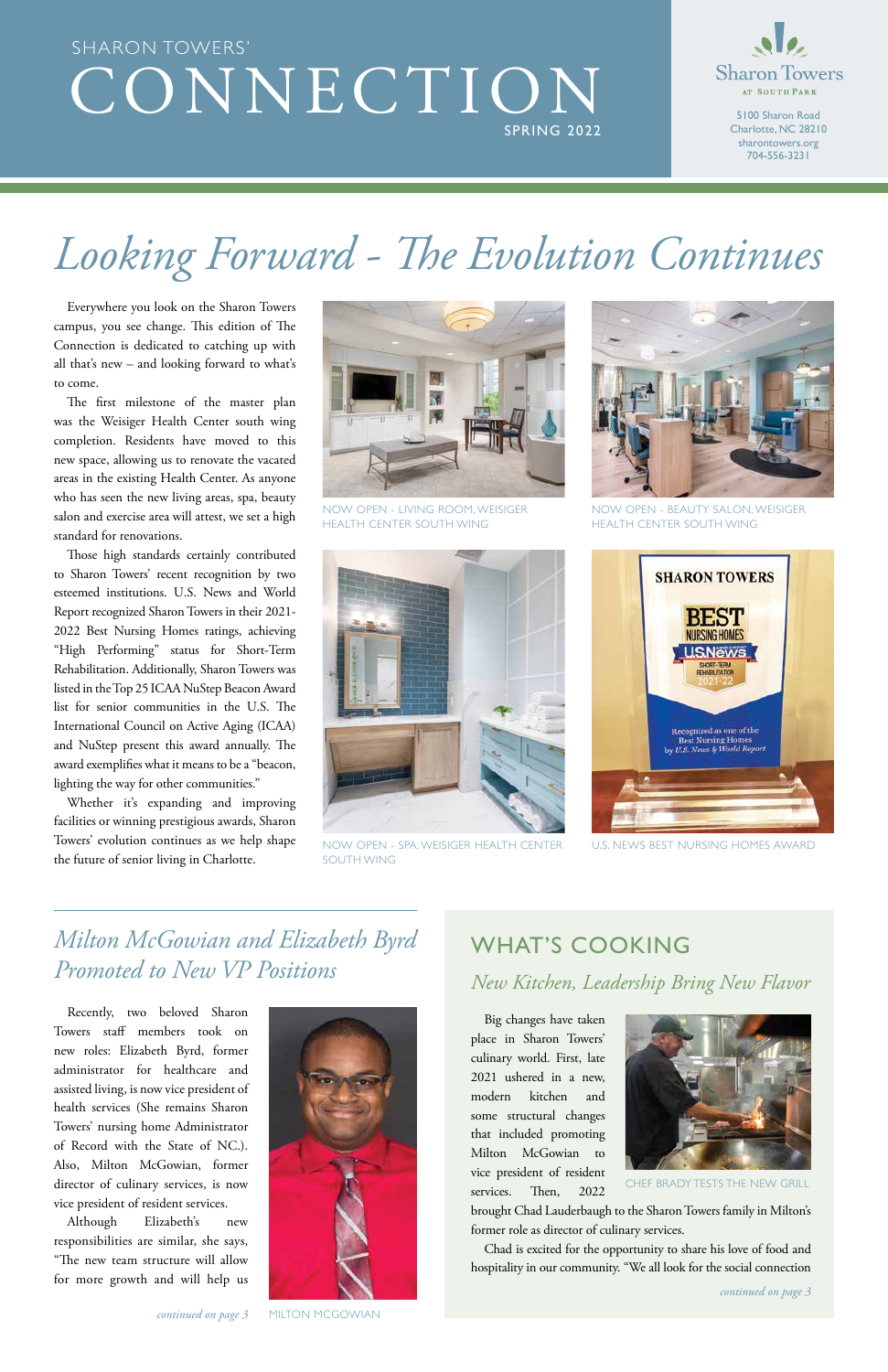SHARON TOWERS'

# CONNECTION

SPRING 2022

Sharon Towers
AT SOUTH PARK

5100 Sharon Road
Charlotte, NC 28210
sharontowers.org
704-556-3231

# *Looking Forward - The Evolution Continues*

Everywhere you look on the Sharon Towers campus, you see change. This edition of The Connection is dedicated to catching up with all that's new – and looking forward to what's to come.

The first milestone of the master plan was the Weisiger Health Center south wing completion. Residents have moved to this new space, allowing us to renovate the vacated areas in the existing Health Center. As anyone who has seen the new living areas, spa, beauty salon and exercise area will attest, we set a high standard for renovations.

Those high standards certainly contributed to Sharon Towers' recent recognition by two esteemed institutions. U.S. News and World Report recognized Sharon Towers in their 2021-2022 Best Nursing Homes ratings, achieving "High Performing" status for Short-Term Rehabilitation. Additionally, Sharon Towers was listed in the Top 25 ICAA NuStep Beacon Award list for senior communities in the U.S. The International Council on Active Aging (ICAA) and NuStep present this award annually. The award exemplifies what it means to be a "beacon, lighting the way for other communities."

Whether it's expanding and improving facilities or winning prestigious awards, Sharon Towers' evolution continues as we help shape the future of senior living in Charlotte.

NOW OPEN - LIVING ROOM, WEISIGER HEALTH CENTER SOUTH WING

NOW OPEN - BEAUTY SALON, WEISIGER HEALTH CENTER SOUTH WING

NOW OPEN - SPA, WEISIGER HEALTH CENTER SOUTH WING

U.S. NEWS BEST NURSING HOMES AWARD

## *Milton McGowian and Elizabeth Byrd Promoted to New VP Positions*

Recently, two beloved Sharon Towers staff members took on new roles: Elizabeth Byrd, former administrator for healthcare and assisted living, is now vice president of health services (She remains Sharon Towers' nursing home Administrator of Record with the State of NC.). Also, Milton McGowian, former director of culinary services, is now vice president of resident services.

Although Elizabeth's new responsibilities are similar, she says, "The new team structure will allow for more growth and will help us

*continued on page 3*

MILTON MCGOWIAN

## WHAT'S COOKING

### *New Kitchen, Leadership Bring New Flavor*

Big changes have taken place in Sharon Towers' culinary world. First, late 2021 ushered in a new, modern kitchen and some structural changes that included promoting Milton McGowian to vice president of resident services. Then, 2022 brought Chad Lauderbaugh to the Sharon Towers family in Milton's former role as director of culinary services.

CHEF BRADY TESTS THE NEW GRILL

Chad is excited for the opportunity to share his love of food and hospitality in our community. "We all look for the social connection

*continued on page 3*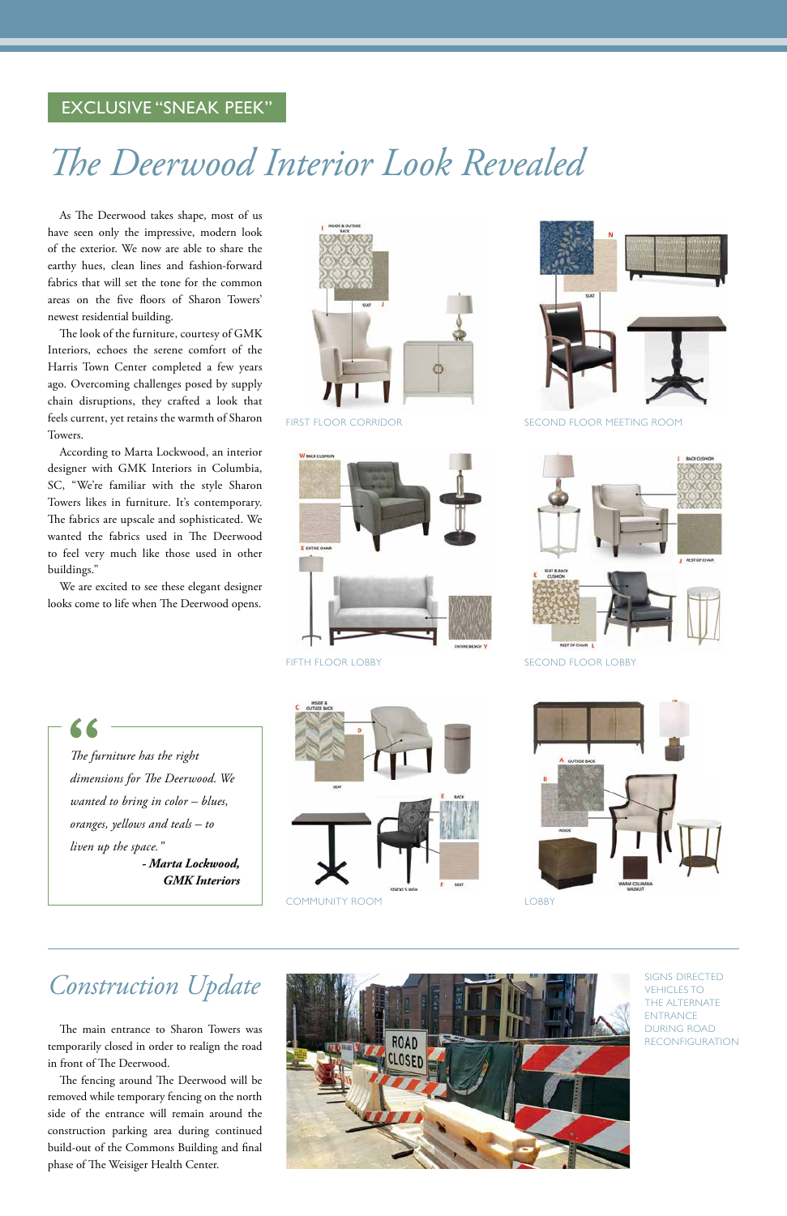EXCLUSIVE "SNEAK PEEK"

# *The Deerwood Interior Look Revealed*

As The Deerwood takes shape, most of us have seen only the impressive, modern look of the exterior. We now are able to share the earthy hues, clean lines and fashion-forward fabrics that will set the tone for the common areas on the five floors of Sharon Towers' newest residential building.

The look of the furniture, courtesy of GMK Interiors, echoes the serene comfort of the Harris Town Center completed a few years ago. Overcoming challenges posed by supply chain disruptions, they crafted a look that feels current, yet retains the warmth of Sharon Towers.

According to Marta Lockwood, an interior designer with GMK Interiors in Columbia, SC, "We're familiar with the style Sharon Towers likes in furniture. It's contemporary. The fabrics are upscale and sophisticated. We wanted the fabrics used in The Deerwood to feel very much like those used in other buildings."

We are excited to see these elegant designer looks come to life when The Deerwood opens.

FIRST FLOOR CORRIDOR

SECOND FLOOR MEETING ROOM

FIFTH FLOOR LOBBY

SECOND FLOOR LOBBY

> *The furniture has the right dimensions for The Deerwood. We wanted to bring in color – blues, oranges, yellows and teals – to liven up the space."*
>
> ***- Marta Lockwood, GMK Interiors***

COMMUNITY ROOM

LOBBY

## *Construction Update*

The main entrance to Sharon Towers was temporarily closed in order to realign the road in front of The Deerwood.

The fencing around The Deerwood will be removed while temporary fencing on the north side of the entrance will remain around the construction parking area during continued build-out of the Commons Building and final phase of The Weisiger Health Center.

SIGNS DIRECTED VEHICLES TO THE ALTERNATE ENTRANCE DURING ROAD RECONFIGURATION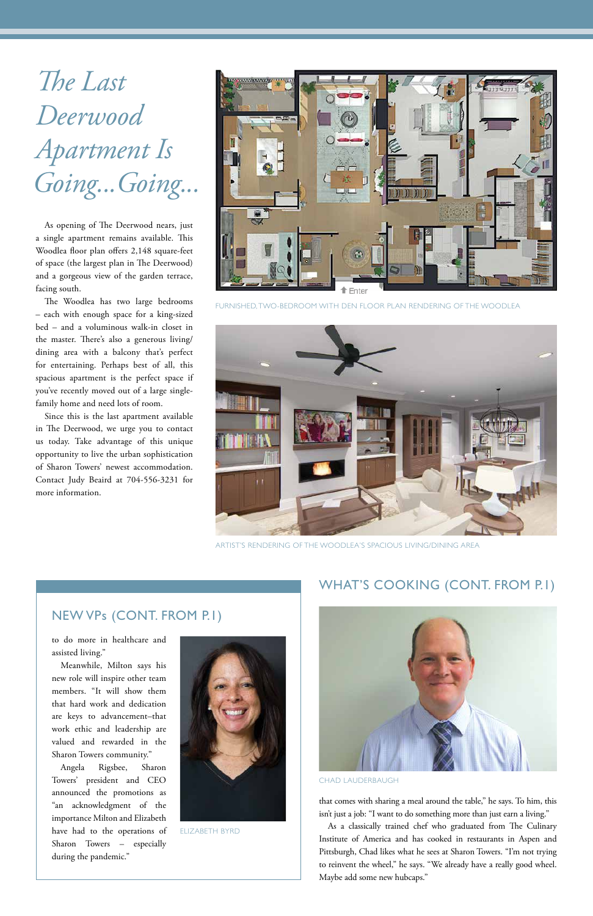# *The Last Deerwood Apartment Is Going...Going...*

As opening of The Deerwood nears, just a single apartment remains available. This Woodlea floor plan offers 2,148 square-feet of space (the largest plan in The Deerwood) and a gorgeous view of the garden terrace, facing south.

The Woodlea has two large bedrooms – each with enough space for a king-sized bed – and a voluminous walk-in closet in the master. There's also a generous living/dining area with a balcony that's perfect for entertaining. Perhaps best of all, this spacious apartment is the perfect space if you've recently moved out of a large single-family home and need lots of room.

Since this is the last apartment available in The Deerwood, we urge you to contact us today. Take advantage of this unique opportunity to live the urban sophistication of Sharon Towers' newest accommodation. Contact Judy Beaird at 704-556-3231 for more information.

Enter

FURNISHED, TWO-BEDROOM WITH DEN FLOOR PLAN RENDERING OF THE WOODLEA

ARTIST'S RENDERING OF THE WOODLEA'S SPACIOUS LIVING/DINING AREA

## NEW VPs (CONT. FROM P.1)

to do more in healthcare and assisted living."

Meanwhile, Milton says his new role will inspire other team members. "It will show them that hard work and dedication are keys to advancement–that work ethic and leadership are valued and rewarded in the Sharon Towers community."

Angela Rigsbee, Sharon Towers' president and CEO announced the promotions as "an acknowledgment of the importance Milton and Elizabeth have had to the operations of Sharon Towers – especially during the pandemic."

ELIZABETH BYRD

## WHAT'S COOKING (CONT. FROM P.1)

CHAD LAUDERBAUGH

that comes with sharing a meal around the table," he says. To him, this isn't just a job: "I want to do something more than just earn a living."

As a classically trained chef who graduated from The Culinary Institute of America and has cooked in restaurants in Aspen and Pittsburgh, Chad likes what he sees at Sharon Towers. "I'm not trying to reinvent the wheel," he says. "We already have a really good wheel. Maybe add some new hubcaps."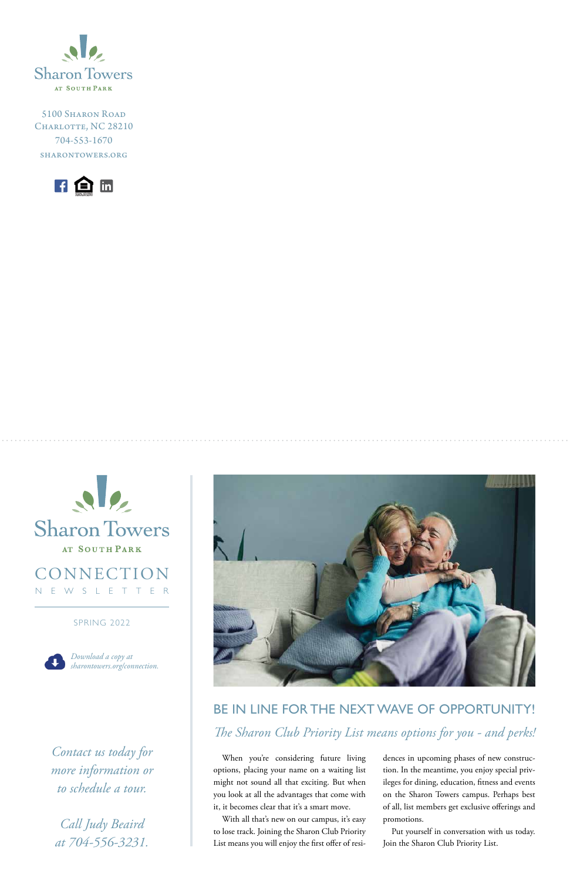Sharon Towers

AT SOUTH PARK

5100 Sharon Road
Charlotte, NC 28210
704-553-1670
sharontowers.org

Sharon Towers

AT SOUTH PARK

# CONNECTION

NEWSLETTER

SPRING 2022

*Download a copy at sharontowers.org/connection.*

*Contact us today for more information or to schedule a tour.*

*Call Judy Beaird at 704-556-3231.*

## BE IN LINE FOR THE NEXT WAVE OF OPPORTUNITY!

*The Sharon Club Priority List means options for you - and perks!*

When you're considering future living options, placing your name on a waiting list might not sound all that exciting. But when you look at all the advantages that come with it, it becomes clear that it's a smart move.

With all that's new on our campus, it's easy to lose track. Joining the Sharon Club Priority List means you will enjoy the first offer of residences in upcoming phases of new construction. In the meantime, you enjoy special privileges for dining, education, fitness and events on the Sharon Towers campus. Perhaps best of all, list members get exclusive offerings and promotions.

Put yourself in conversation with us today. Join the Sharon Club Priority List.